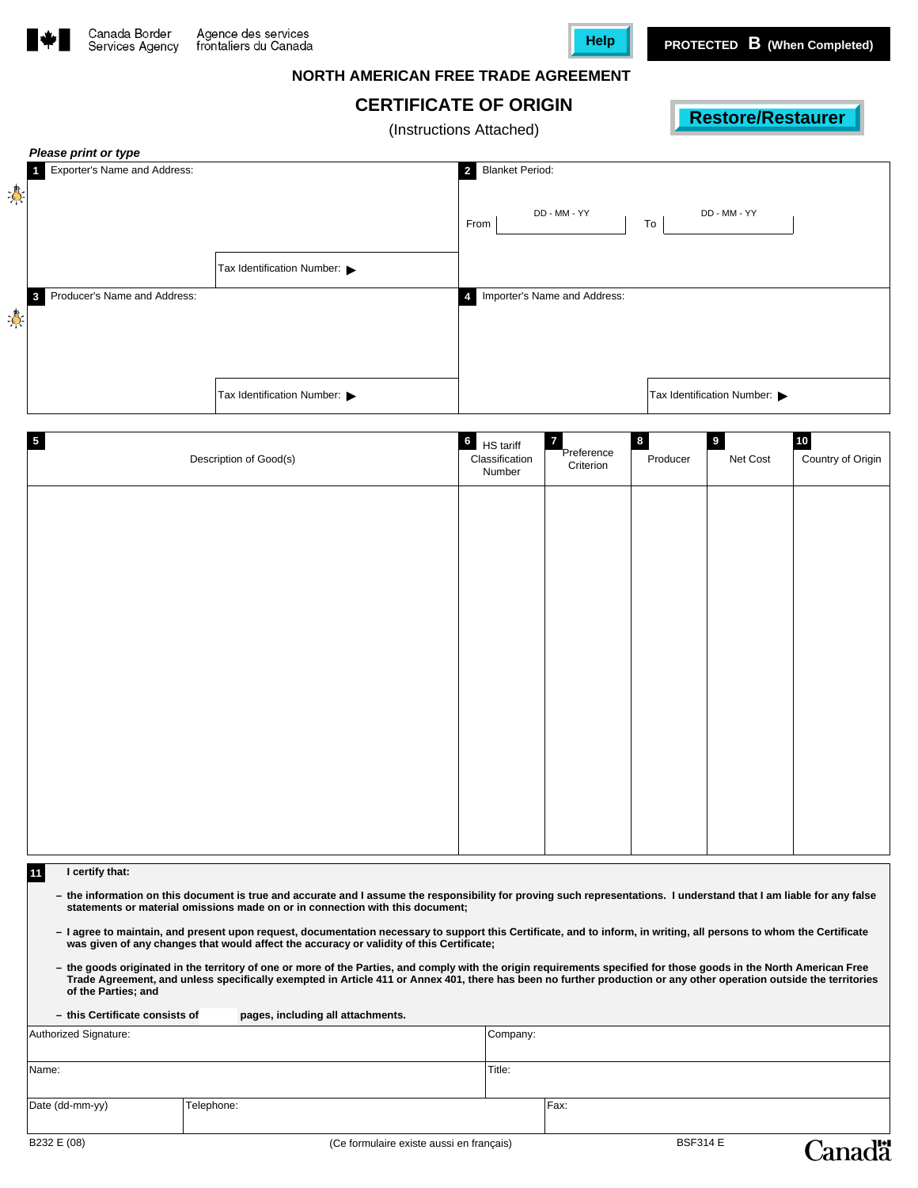Canada Border Services Agency | Agence des services frontaliers du Canada

Help

**PROTECTED B (When Completed)**

## NORTH AMERICAN FREE TRADE AGREEMENT

# CERTIFICATE OF ORIGIN

(Instructions Attached)

Restore/Restaurer

***Please print or type***

| | |
|---|---|
| **1** Exporter's Name and Address: <br><br> Tax Identification Number: ▶ | **2** Blanket Period: <br><br> From DD - MM - YY To DD - MM - YY |
| **3** Producer's Name and Address: <br><br> Tax Identification Number: ▶ | **4** Importer's Name and Address: <br><br> Tax Identification Number: ▶ |

| **5** Description of Good(s) | **6** HS tariff Classification Number | **7** Preference Criterion | **8** Producer | **9** Net Cost | **10** Country of Origin |
|---|---|---|---|---|---|
| | | | | | |

**11** **I certify that:**

- **the information on this document is true and accurate and I assume the responsibility for proving such representations. I understand that I am liable for any false statements or material omissions made on or in connection with this document;**
- **I agree to maintain, and present upon request, documentation necessary to support this Certificate, and to inform, in writing, all persons to whom the Certificate was given of any changes that would affect the accuracy or validity of this Certificate;**
- **the goods originated in the territory of one or more of the Parties, and comply with the origin requirements specified for those goods in the North American Free Trade Agreement, and unless specifically exempted in Article 411 or Annex 401, there has been no further production or any other operation outside the territories of the Parties; and**
- **this Certificate consists of ______ pages, including all attachments.**

| | | |
|---|---|---|
| Authorized Signature: | | Company: |
| Name: | | Title: |
| Date (dd-mm-yy) | Telephone: | Fax: |

B232 E (08) (Ce formulaire existe aussi en français) BSF314 E

Canada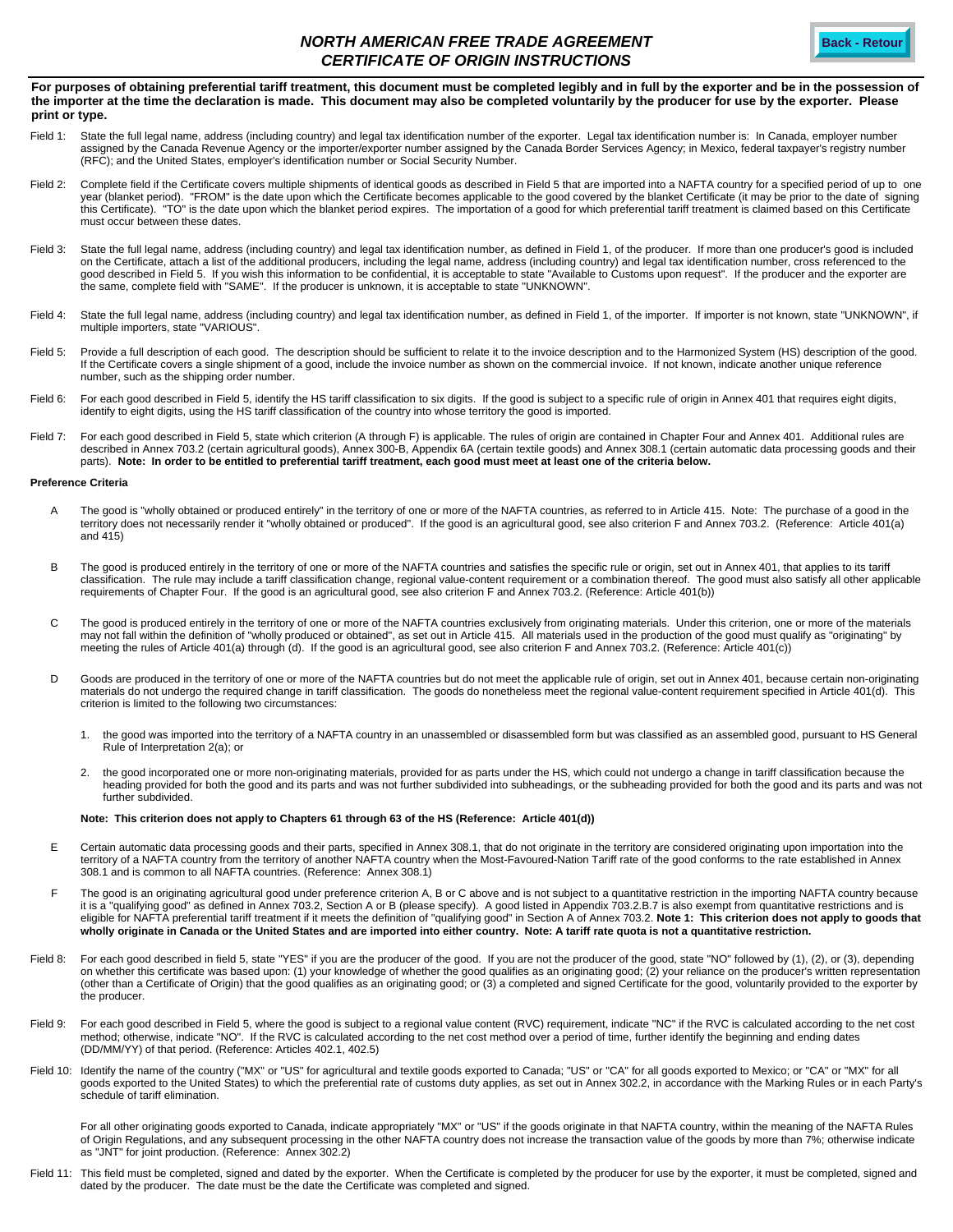# NORTH AMERICAN FREE TRADE AGREEMENT
# CERTIFICATE OF ORIGIN INSTRUCTIONS

Back - Retour

**For purposes of obtaining preferential tariff treatment, this document must be completed legibly and in full by the exporter and be in the possession of the importer at the time the declaration is made. This document may also be completed voluntarily by the producer for use by the exporter. Please print or type.**

Field 1: State the full legal name, address (including country) and legal tax identification number of the exporter. Legal tax identification number is: In Canada, employer number assigned by the Canada Revenue Agency or the importer/exporter number assigned by the Canada Border Services Agency; in Mexico, federal taxpayer's registry number (RFC); and the United States, employer's identification number or Social Security Number.

Field 2: Complete field if the Certificate covers multiple shipments of identical goods as described in Field 5 that are imported into a NAFTA country for a specified period of up to one year (blanket period). "FROM" is the date upon which the Certificate becomes applicable to the good covered by the blanket Certificate (it may be prior to the date of signing this Certificate). "TO" is the date upon which the blanket period expires. The importation of a good for which preferential tariff treatment is claimed based on this Certificate must occur between these dates.

Field 3: State the full legal name, address (including country) and legal tax identification number, as defined in Field 1, of the producer. If more than one producer's good is included on the Certificate, attach a list of the additional producers, including the legal name, address (including country) and legal tax identification number, cross referenced to the good described in Field 5. If you wish this information to be confidential, it is acceptable to state "Available to Customs upon request". If the producer and the exporter are the same, complete field with "SAME". If the producer is unknown, it is acceptable to state "UNKNOWN".

Field 4: State the full legal name, address (including country) and legal tax identification number, as defined in Field 1, of the importer. If importer is not known, state "UNKNOWN", if multiple importers, state "VARIOUS".

Field 5: Provide a full description of each good. The description should be sufficient to relate it to the invoice description and to the Harmonized System (HS) description of the good. If the Certificate covers a single shipment of a good, include the invoice number as shown on the commercial invoice. If not known, indicate another unique reference number, such as the shipping order number.

Field 6: For each good described in Field 5, identify the HS tariff classification to six digits. If the good is subject to a specific rule of origin in Annex 401 that requires eight digits, identify to eight digits, using the HS tariff classification of the country into whose territory the good is imported.

Field 7: For each good described in Field 5, state which criterion (A through F) is applicable. The rules of origin are contained in Chapter Four and Annex 401. Additional rules are described in Annex 703.2 (certain agricultural goods), Annex 300-B, Appendix 6A (certain textile goods) and Annex 308.1 (certain automatic data processing goods and their parts). **Note: In order to be entitled to preferential tariff treatment, each good must meet at least one of the criteria below.**

**Preference Criteria**

A The good is "wholly obtained or produced entirely" in the territory of one or more of the NAFTA countries, as referred to in Article 415. Note: The purchase of a good in the territory does not necessarily render it "wholly obtained or produced". If the good is an agricultural good, see also criterion F and Annex 703.2. (Reference: Article 401(a) and 415)

B The good is produced entirely in the territory of one or more of the NAFTA countries and satisfies the specific rule or origin, set out in Annex 401, that applies to its tariff classification. The rule may include a tariff classification change, regional value-content requirement or a combination thereof. The good must also satisfy all other applicable requirements of Chapter Four. If the good is an agricultural good, see also criterion F and Annex 703.2. (Reference: Article 401(b))

C The good is produced entirely in the territory of one or more of the NAFTA countries exclusively from originating materials. Under this criterion, one or more of the materials may not fall within the definition of "wholly produced or obtained", as set out in Article 415. All materials used in the production of the good must qualify as "originating" by meeting the rules of Article 401(a) through (d). If the good is an agricultural good, see also criterion F and Annex 703.2. (Reference: Article 401(c))

D Goods are produced in the territory of one or more of the NAFTA countries but do not meet the applicable rule of origin, set out in Annex 401, because certain non-originating materials do not undergo the required change in tariff classification. The goods do nonetheless meet the regional value-content requirement specified in Article 401(d). This criterion is limited to the following two circumstances:

1. the good was imported into the territory of a NAFTA country in an unassembled or disassembled form but was classified as an assembled good, pursuant to HS General Rule of Interpretation 2(a); or
2. the good incorporated one or more non-originating materials, provided for as parts under the HS, which could not undergo a change in tariff classification because the heading provided for both the good and its parts and was not further subdivided into subheadings, or the subheading provided for both the good and its parts and was not further subdivided.

**Note: This criterion does not apply to Chapters 61 through 63 of the HS (Reference: Article 401(d))**

E Certain automatic data processing goods and their parts, specified in Annex 308.1, that do not originate in the territory are considered originating upon importation into the territory of a NAFTA country from the territory of another NAFTA country when the Most-Favoured-Nation Tariff rate of the good conforms to the rate established in Annex 308.1 and is common to all NAFTA countries. (Reference: Annex 308.1)

F The good is an originating agricultural good under preference criterion A, B or C above and is not subject to a quantitative restriction in the importing NAFTA country because it is a "qualifying good" as defined in Annex 703.2, Section A or B (please specify). A good listed in Appendix 703.2.B.7 is also exempt from quantitative restrictions and is eligible for NAFTA preferential tariff treatment if it meets the definition of "qualifying good" in Section A of Annex 703.2. **Note 1: This criterion does not apply to goods that wholly originate in Canada or the United States and are imported into either country. Note: A tariff rate quota is not a quantitative restriction.**

Field 8: For each good described in field 5, state "YES" if you are the producer of the good. If you are not the producer of the good, state "NO" followed by (1), (2), or (3), depending on whether this certificate was based upon: (1) your knowledge of whether the good qualifies as an originating good; (2) your reliance on the producer's written representation (other than a Certificate of Origin) that the good qualifies as an originating good; or (3) a completed and signed Certificate for the good, voluntarily provided to the exporter by the producer.

Field 9: For each good described in Field 5, where the good is subject to a regional value content (RVC) requirement, indicate "NC" if the RVC is calculated according to the net cost method; otherwise, indicate "NO". If the RVC is calculated according to the net cost method over a period of time, further identify the beginning and ending dates (DD/MM/YY) of that period. (Reference: Articles 402.1, 402.5)

Field 10: Identify the name of the country ("MX" or "US" for agricultural and textile goods exported to Canada; "US" or "CA" for all goods exported to Mexico; or "CA" or "MX" for all goods exported to the United States) to which the preferential rate of customs duty applies, as set out in Annex 302.2, in accordance with the Marking Rules or in each Party's schedule of tariff elimination.

For all other originating goods exported to Canada, indicate appropriately "MX" or "US" if the goods originate in that NAFTA country, within the meaning of the NAFTA Rules of Origin Regulations, and any subsequent processing in the other NAFTA country does not increase the transaction value of the goods by more than 7%; otherwise indicate as "JNT" for joint production. (Reference: Annex 302.2)

Field 11: This field must be completed, signed and dated by the exporter. When the Certificate is completed by the producer for use by the exporter, it must be completed, signed and dated by the producer. The date must be the date the Certificate was completed and signed.